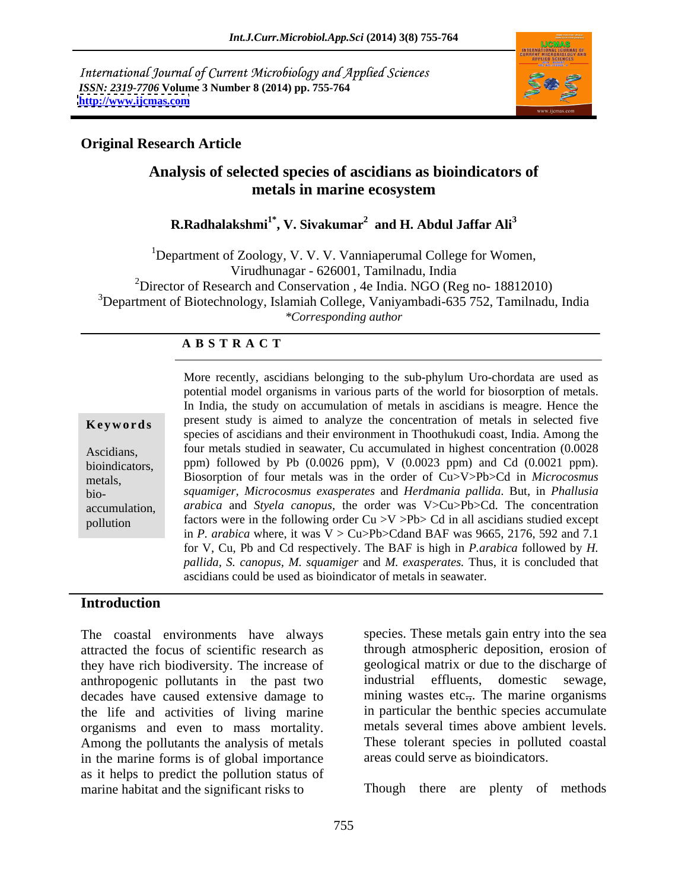International Journal of Current Microbiology and Applied Sciences
*ISSN: 2319-7706* **Volume 3 Number 8 (2014) pp. 755-764**
**http://www.ijcmas.com**

## Original Research Article

# Analysis of selected species of ascidians as bioindicators of metals in marine ecosystem

**R.Radhalakshmi[1*], V. Sivakumar[2] and H. Abdul Jaffar Ali[3]**

[1]Department of Zoology, V. V. V. Vanniaperumal College for Women, Virudhunagar - 626001, Tamilnadu, India
[2]Director of Research and Conservation , 4e India. NGO (Reg no- 18812010)
[3]Department of Biotechnology, Islamiah College, Vaniyambadi-635 752, Tamilnadu, India
*\*Corresponding author*

## A B S T R A C T

**Keywords**

Ascidians, bioindicators, metals, bio-accumulation, pollution

More recently, ascidians belonging to the sub-phylum Uro-chordata are used as potential model organisms in various parts of the world for biosorption of metals. In India, the study on accumulation of metals in ascidians is meagre. Hence the present study is aimed to analyze the concentration of metals in selected five species of ascidians and their environment in Thoothukudi coast, India. Among the four metals studied in seawater, Cu accumulated in highest concentration (0.0028 ppm) followed by Pb (0.0026 ppm), V (0.0023 ppm) and Cd (0.0021 ppm). Biosorption of four metals was in the order of Cu>V>Pb>Cd in *Microcosmus squamiger, Microcosmus exasperates* and *Herdmania pallida*. But, in *Phallusia arabica* and *Styela canopus,* the order was V>Cu>Pb>Cd. The concentration factors were in the following order Cu >V >Pb> Cd in all ascidians studied except in *P. arabica* where, it was V > Cu>Pb>Cdand BAF was 9665, 2176, 592 and 7.1 for V, Cu, Pb and Cd respectively. The BAF is high in *P.arabica* followed by *H. pallida, S. canopus, M. squamiger* and *M. exasperates.* Thus, it is concluded that ascidians could be used as bioindicator of metals in seawater.

## Introduction

The coastal environments have always attracted the focus of scientific research as they have rich biodiversity. The increase of anthropogenic pollutants in the past two decades have caused extensive damage to the life and activities of living marine organisms and even to mass mortality. Among the pollutants the analysis of metals in the marine forms is of global importance as it helps to predict the pollution status of marine habitat and the significant risks to species. These metals gain entry into the sea through atmospheric deposition, erosion of geological matrix or due to the discharge of industrial effluents, domestic sewage, mining wastes etc.,. The marine organisms in particular the benthic species accumulate metals several times above ambient levels. These tolerant species in polluted coastal areas could serve as bioindicators.

Though there are plenty of methods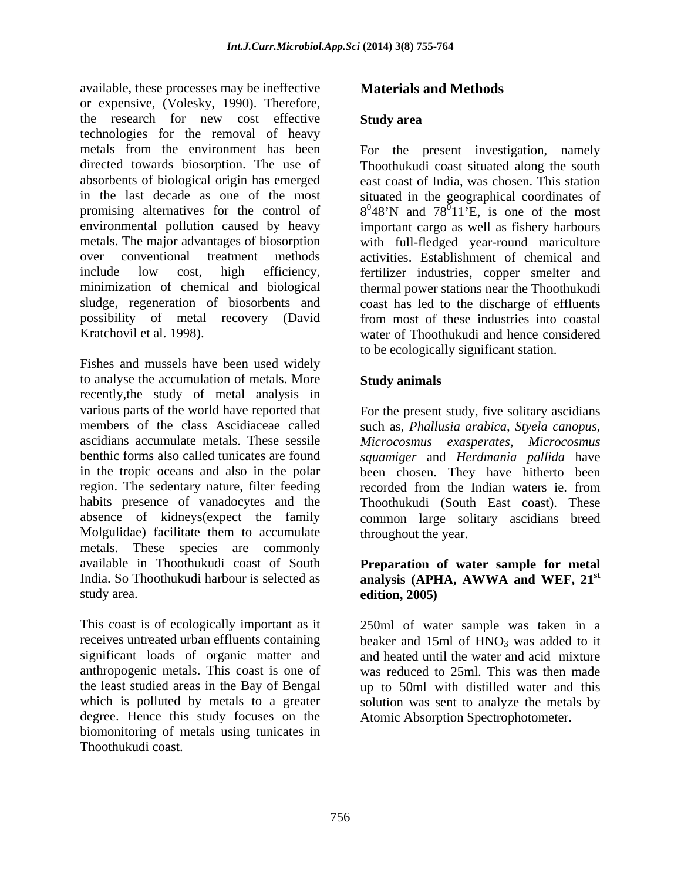available, these processes may be ineffective or expensive, (Volesky, 1990). Therefore, the research for new cost effective technologies for the removal of heavy metals from the environment has been directed towards biosorption. The use of absorbents of biological origin has emerged in the last decade as one of the most promising alternatives for the control of environmental pollution caused by heavy metals. The major advantages of biosorption over conventional treatment methods include low cost, high efficiency, minimization of chemical and biological sludge, regeneration of biosorbents and possibility of metal recovery (David Kratchovil et al. 1998).

Fishes and mussels have been used widely to analyse the accumulation of metals. More recently,the study of metal analysis in various parts of the world have reported that members of the class Ascidiaceae called ascidians accumulate metals. These sessile benthic forms also called tunicates are found in the tropic oceans and also in the polar region. The sedentary nature, filter feeding habits presence of vanadocytes and the absence of kidneys(expect the family Molgulidae) facilitate them to accumulate metals. These species are commonly available in Thoothukudi coast of South India. So Thoothukudi harbour is selected as study area.

This coast is of ecologically important as it receives untreated urban effluents containing significant loads of organic matter and anthropogenic metals. This coast is one of the least studied areas in the Bay of Bengal which is polluted by metals to a greater degree. Hence this study focuses on the biomonitoring of metals using tunicates in Thoothukudi coast.

## Materials and Methods

### Study area

For the present investigation, namely Thoothukudi coast situated along the south east coast of India, was chosen. This station situated in the geographical coordinates of $8^{0}48$'N and $78^{0}11$'E, is one of the most important cargo as well as fishery harbours with full-fledged year-round mariculture activities. Establishment of chemical and fertilizer industries, copper smelter and thermal power stations near the Thoothukudi coast has led to the discharge of effluents from most of these industries into coastal water of Thoothukudi and hence considered to be ecologically significant station.

### Study animals

For the present study, five solitary ascidians such as, *Phallusia arabica, Styela canopus, Microcosmus exasperates, Microcosmus squamiger* and *Herdmania pallida* have been chosen. They have hitherto been recorded from the Indian waters ie. from Thoothukudi (South East coast). These common large solitary ascidians breed throughout the year.

### Preparation of water sample for metal analysis (APHA, AWWA and WEF, 21st edition, 2005)

250ml of water sample was taken in a beaker and 15ml of $HNO_3$ was added to it and heated until the water and acid mixture was reduced to 25ml. This was then made up to 50ml with distilled water and this solution was sent to analyze the metals by Atomic Absorption Spectrophotometer.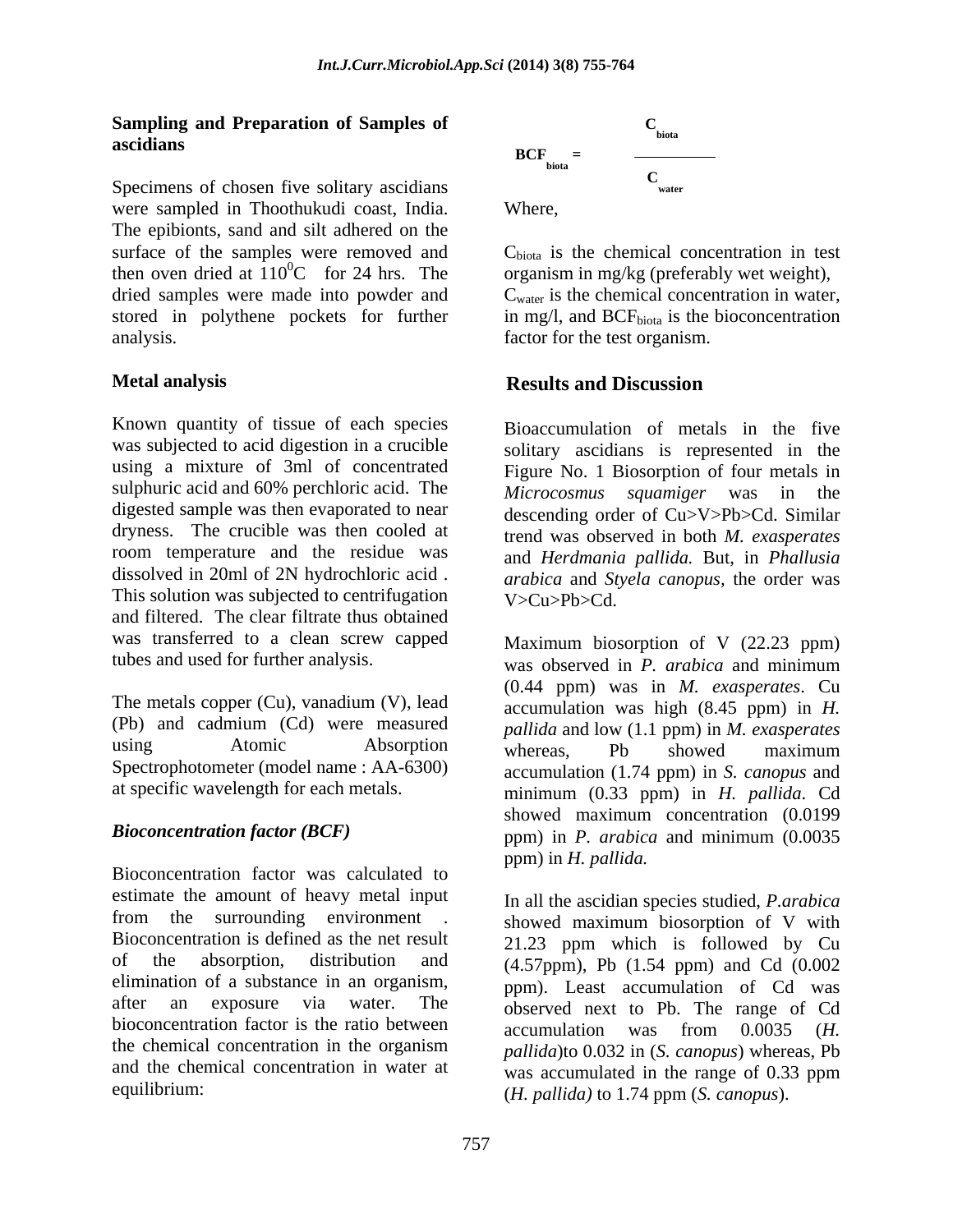### Sampling and Preparation of Samples of ascidians

Specimens of chosen five solitary ascidians were sampled in Thoothukudi coast, India. The epibionts, sand and silt adhered on the surface of the samples were removed and then oven dried at $110^0$C for 24 hrs. The dried samples were made into powder and stored in polythene pockets for further analysis.

### Metal analysis

Known quantity of tissue of each species was subjected to acid digestion in a crucible using a mixture of 3ml of concentrated sulphuric acid and 60% perchloric acid. The digested sample was then evaporated to near dryness. The crucible was then cooled at room temperature and the residue was dissolved in 20ml of 2N hydrochloric acid . This solution was subjected to centrifugation and filtered. The clear filtrate thus obtained was transferred to a clean screw capped tubes and used for further analysis.

The metals copper (Cu), vanadium (V), lead (Pb) and cadmium (Cd) were measured using Atomic Absorption Spectrophotometer (model name : AA-6300) at specific wavelength for each metals.

### *Bioconcentration factor (BCF)*

Bioconcentration factor was calculated to estimate the amount of heavy metal input from the surrounding environment . Bioconcentration is defined as the net result of the absorption, distribution and elimination of a substance in an organism, after an exposure via water. The bioconcentration factor is the ratio between the chemical concentration in the organism and the chemical concentration in water at equilibrium:

$$BCF_{biota} = \frac{C_{biota}}{C_{water}}$$

Where,

$C_{biota}$ is the chemical concentration in test organism in mg/kg (preferably wet weight), $C_{water}$ is the chemical concentration in water, in mg/l, and $BCF_{biota}$ is the bioconcentration factor for the test organism.

## Results and Discussion

Bioaccumulation of metals in the five solitary ascidians is represented in the Figure No. 1 Biosorption of four metals in *Microcosmus squamiger* was in the descending order of Cu>V>Pb>Cd. Similar trend was observed in both *M. exasperates* and *Herdmania pallida.* But, in *Phallusia arabica* and *Styela canopus*, the order was V>Cu>Pb>Cd.

Maximum biosorption of V (22.23 ppm) was observed in *P. arabica* and minimum (0.44 ppm) was in *M. exasperates*. Cu accumulation was high (8.45 ppm) in *H. pallida* and low (1.1 ppm) in *M. exasperates* whereas, Pb showed maximum accumulation (1.74 ppm) in *S. canopus* and minimum (0.33 ppm) in *H. pallida*. Cd showed maximum concentration (0.0199 ppm) in *P. arabica* and minimum (0.0035 ppm) in *H. pallida.*

In all the ascidian species studied, *P.arabica* showed maximum biosorption of V with 21.23 ppm which is followed by Cu (4.57ppm), Pb (1.54 ppm) and Cd (0.002 ppm). Least accumulation of Cd was observed next to Pb. The range of Cd accumulation was from 0.0035 (*H. pallida*)to 0.032 in (*S. canopus*) whereas, Pb was accumulated in the range of 0.33 ppm (*H. pallida)* to 1.74 ppm (*S. canopus*).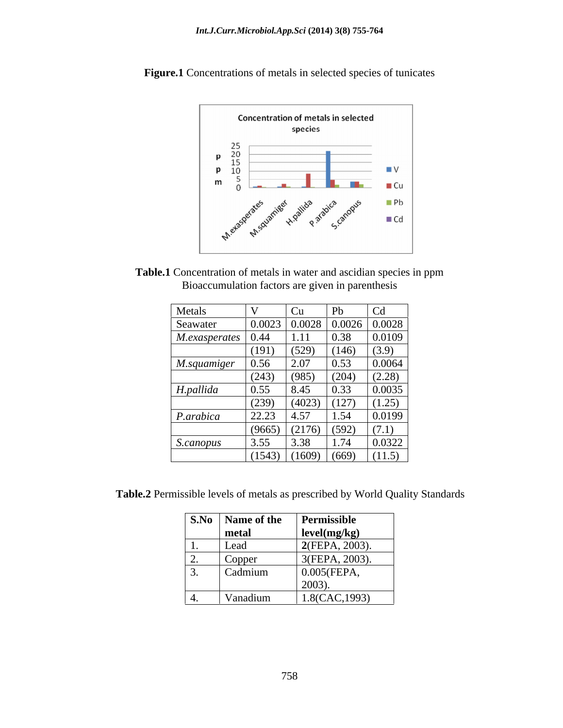**Figure.1** Concentrations of metals in selected species of tunicates

**Table.1** Concentration of metals in water and ascidian species in ppm
Bioaccumulation factors are given in parenthesis

| Metals | V | Cu | Pb | Cd |
|---|---|---|---|---|
| Seawater | 0.0023 | 0.0028 | 0.0026 | 0.0028 |
| *M.exasperates* | 0.44 | 1.11 | 0.38 | 0.0109 |
| | (191) | (529) | (146) | (3.9) |
| *M.squamiger* | 0.56 | 2.07 | 0.53 | 0.0064 |
| | (243) | (985) | (204) | (2.28) |
| *H.pallida* | 0.55 | 8.45 | 0.33 | 0.0035 |
| | (239) | (4023) | (127) | (1.25) |
| *P.arabica* | 22.23 | 4.57 | 1.54 | 0.0199 |
| | (9665) | (2176) | (592) | (7.1) |
| *S.canopus* | 3.55 | 3.38 | 1.74 | 0.0322 |
| | (1543) | (1609) | (669) | (11.5) |

**Table.2** Permissible levels of metals as prescribed by World Quality Standards

| **S.No** | **Name of the metal** | **Permissible level(mg/kg)** |
|---|---|---|
| 1. | Lead | **2**(FEPA, 2003). |
| 2. | Copper | 3(FEPA, 2003). |
| 3. | Cadmium | 0.005(FEPA, 2003). |
| 4. | Vanadium | 1.8(CAC,1993) |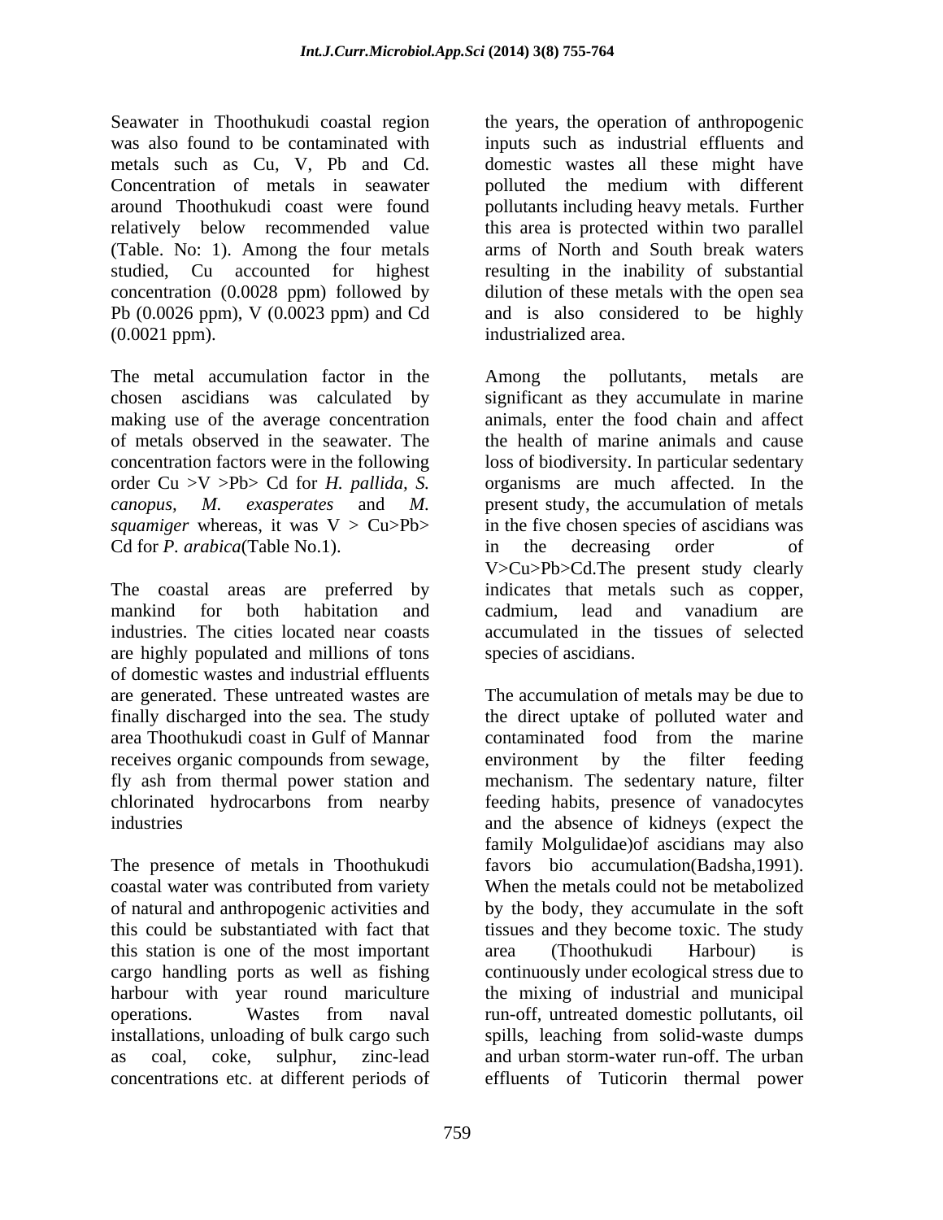Seawater in Thoothukudi coastal region was also found to be contaminated with metals such as Cu, V, Pb and Cd. Concentration of metals in seawater around Thoothukudi coast were found relatively below recommended value (Table. No: 1). Among the four metals studied, Cu accounted for highest concentration (0.0028 ppm) followed by Pb (0.0026 ppm), V (0.0023 ppm) and Cd (0.0021 ppm).

The metal accumulation factor in the chosen ascidians was calculated by making use of the average concentration of metals observed in the seawater. The concentration factors were in the following order Cu >V >Pb> Cd for *H. pallida, S. canopus*, *M. exasperates* and *M. squamiger* whereas, it was V > Cu>Pb> Cd for *P. arabica*(Table No.1).

The coastal areas are preferred by mankind for both habitation and industries. The cities located near coasts are highly populated and millions of tons of domestic wastes and industrial effluents are generated. These untreated wastes are finally discharged into the sea. The study area Thoothukudi coast in Gulf of Mannar receives organic compounds from sewage, fly ash from thermal power station and chlorinated hydrocarbons from nearby industries

The presence of metals in Thoothukudi coastal water was contributed from variety of natural and anthropogenic activities and this could be substantiated with fact that this station is one of the most important cargo handling ports as well as fishing harbour with year round mariculture operations. Wastes from naval installations, unloading of bulk cargo such as coal, coke, sulphur, zinc-lead concentrations etc. at different periods of the years, the operation of anthropogenic inputs such as industrial effluents and domestic wastes all these might have polluted the medium with different pollutants including heavy metals. Further this area is protected within two parallel arms of North and South break waters resulting in the inability of substantial dilution of these metals with the open sea and is also considered to be highly industrialized area.

Among the pollutants, metals are significant as they accumulate in marine animals, enter the food chain and affect the health of marine animals and cause loss of biodiversity. In particular sedentary organisms are much affected. In the present study, the accumulation of metals in the five chosen species of ascidians was in the decreasing order of V>Cu>Pb>Cd.The present study clearly indicates that metals such as copper, cadmium, lead and vanadium are accumulated in the tissues of selected species of ascidians.

The accumulation of metals may be due to the direct uptake of polluted water and contaminated food from the marine environment by the filter feeding mechanism. The sedentary nature, filter feeding habits, presence of vanadocytes and the absence of kidneys (expect the family Molgulidae)of ascidians may also favors bio accumulation(Badsha,1991). When the metals could not be metabolized by the body, they accumulate in the soft tissues and they become toxic. The study area (Thoothukudi Harbour) is continuously under ecological stress due to the mixing of industrial and municipal run-off, untreated domestic pollutants, oil spills, leaching from solid-waste dumps and urban storm-water run-off. The urban effluents of Tuticorin thermal power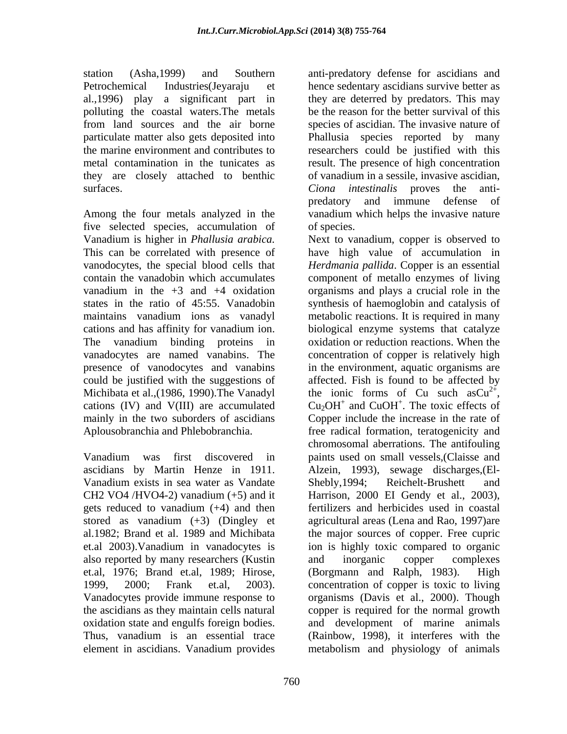station (Asha,1999) and Southern Petrochemical Industries(Jeyaraju et al.,1996) play a significant part in polluting the coastal waters.The metals from land sources and the air borne particulate matter also gets deposited into the marine environment and contributes to metal contamination in the tunicates as they are closely attached to benthic surfaces.

Among the four metals analyzed in the five selected species, accumulation of Vanadium is higher in *Phallusia arabica.* This can be correlated with presence of vanodocytes, the special blood cells that contain the vanadobin which accumulates vanadium in the +3 and +4 oxidation states in the ratio of 45:55. Vanadobin maintains vanadium ions as vanadyl cations and has affinity for vanadium ion. The vanadium binding proteins in vanadocytes are named vanabins. The presence of vanodocytes and vanabins could be justified with the suggestions of Michibata et al.,(1986, 1990).The Vanadyl cations (IV) and V(III) are accumulated mainly in the two suborders of ascidians Aplousobranchia and Phlebobranchia.

Vanadium was first discovered in ascidians by Martin Henze in 1911. Vanadium exists in sea water as Vandate CH2 VO4 /HVO4-2) vanadium (+5) and it gets reduced to vanadium (+4) and then stored as vanadium (+3) (Dingley et al.1982; Brand et al. 1989 and Michibata et.al 2003).Vanadium in vanadocytes is also reported by many researchers (Kustin et.al, 1976; Brand et.al, 1989; Hirose, 1999, 2000; Frank et.al, 2003). Vanadocytes provide immune response to the ascidians as they maintain cells natural oxidation state and engulfs foreign bodies. Thus, vanadium is an essential trace element in ascidians. Vanadium provides anti-predatory defense for ascidians and hence sedentary ascidians survive better as they are deterred by predators. This may be the reason for the better survival of this species of ascidian. The invasive nature of Phallusia species reported by many researchers could be justified with this result. The presence of high concentration of vanadium in a sessile, invasive ascidian, *Ciona intestinalis* proves the anti-predatory and immune defense of vanadium which helps the invasive nature of species.

Next to vanadium, copper is observed to have high value of accumulation in *Herdmania pallida*. Copper is an essential component of metallo enzymes of living organisms and plays a crucial role in the synthesis of haemoglobin and catalysis of metabolic reactions. It is required in many biological enzyme systems that catalyze oxidation or reduction reactions. When the concentration of copper is relatively high in the environment, aquatic organisms are affected. Fish is found to be affected by the ionic forms of Cu such as$Cu^{2+}$, $Cu_2OH^+$ and $CuOH^+$. The toxic effects of Copper include the increase in the rate of free radical formation, teratogenicity and chromosomal aberrations. The antifouling paints used on small vessels,(Claisse and Alzein, 1993), sewage discharges,(El-Shebly,1994; Reichelt-Brushett and Harrison, 2000 EI Gendy et al., 2003), fertilizers and herbicides used in coastal agricultural areas (Lena and Rao, 1997)are the major sources of copper. Free cupric ion is highly toxic compared to organic and inorganic copper complexes (Borgmann and Ralph, 1983). High concentration of copper is toxic to living organisms (Davis et al., 2000). Though copper is required for the normal growth and development of marine animals (Rainbow, 1998), it interferes with the metabolism and physiology of animals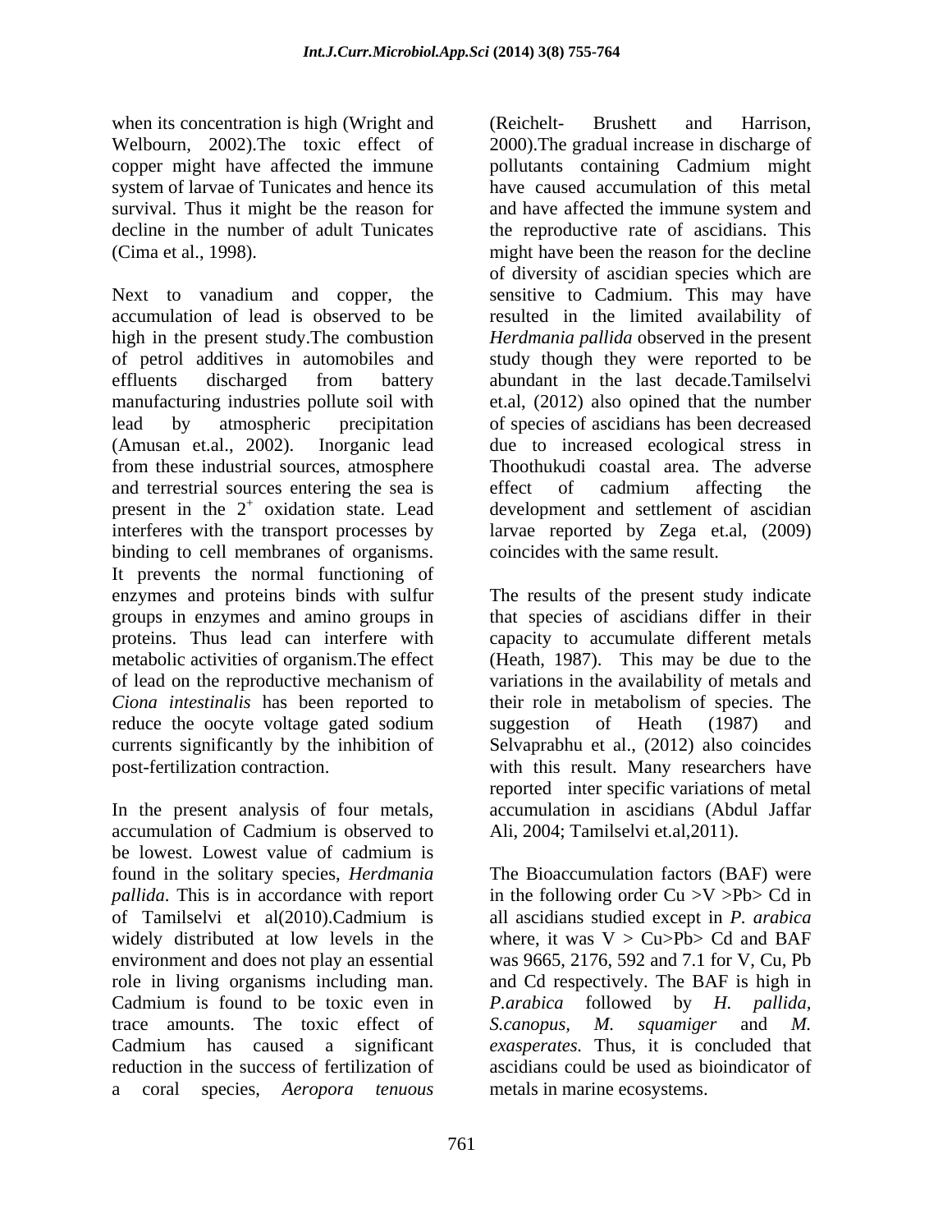when its concentration is high (Wright and Welbourn, 2002).The toxic effect of copper might have affected the immune system of larvae of Tunicates and hence its survival. Thus it might be the reason for decline in the number of adult Tunicates (Cima et al., 1998).

Next to vanadium and copper, the accumulation of lead is observed to be high in the present study.The combustion of petrol additives in automobiles and effluents discharged from battery manufacturing industries pollute soil with lead by atmospheric precipitation (Amusan et.al., 2002). Inorganic lead from these industrial sources, atmosphere and terrestrial sources entering the sea is present in the $2^+$ oxidation state. Lead interferes with the transport processes by binding to cell membranes of organisms. It prevents the normal functioning of enzymes and proteins binds with sulfur groups in enzymes and amino groups in proteins. Thus lead can interfere with metabolic activities of organism.The effect of lead on the reproductive mechanism of *Ciona intestinalis* has been reported to reduce the oocyte voltage gated sodium currents significantly by the inhibition of post-fertilization contraction.

In the present analysis of four metals, accumulation of Cadmium is observed to be lowest. Lowest value of cadmium is found in the solitary species, *Herdmania pallida*. This is in accordance with report of Tamilselvi et al(2010).Cadmium is widely distributed at low levels in the environment and does not play an essential role in living organisms including man. Cadmium is found to be toxic even in trace amounts. The toxic effect of Cadmium has caused a significant reduction in the success of fertilization of a coral species, *Aeropora tenuous* (Reichelt- Brushett and Harrison, 2000).The gradual increase in discharge of pollutants containing Cadmium might have caused accumulation of this metal and have affected the immune system and the reproductive rate of ascidians. This might have been the reason for the decline of diversity of ascidian species which are sensitive to Cadmium. This may have resulted in the limited availability of *Herdmania pallida* observed in the present study though they were reported to be abundant in the last decade.Tamilselvi et.al, (2012) also opined that the number of species of ascidians has been decreased due to increased ecological stress in Thoothukudi coastal area. The adverse effect of cadmium affecting the development and settlement of ascidian larvae reported by Zega et.al, (2009) coincides with the same result.

The results of the present study indicate that species of ascidians differ in their capacity to accumulate different metals (Heath, 1987). This may be due to the variations in the availability of metals and their role in metabolism of species. The suggestion of Heath (1987) and Selvaprabhu et al., (2012) also coincides with this result. Many researchers have reported inter specific variations of metal accumulation in ascidians (Abdul Jaffar Ali, 2004; Tamilselvi et.al,2011).

The Bioaccumulation factors (BAF) were in the following order Cu >V >Pb> Cd in all ascidians studied except in *P. arabica* where, it was V > Cu>Pb> Cd and BAF was 9665, 2176, 592 and 7.1 for V, Cu, Pb and Cd respectively. The BAF is high in *P.arabica* followed by *H. pallida, S.canopus, M. squamiger* and *M. exasperates.* Thus, it is concluded that ascidians could be used as bioindicator of metals in marine ecosystems.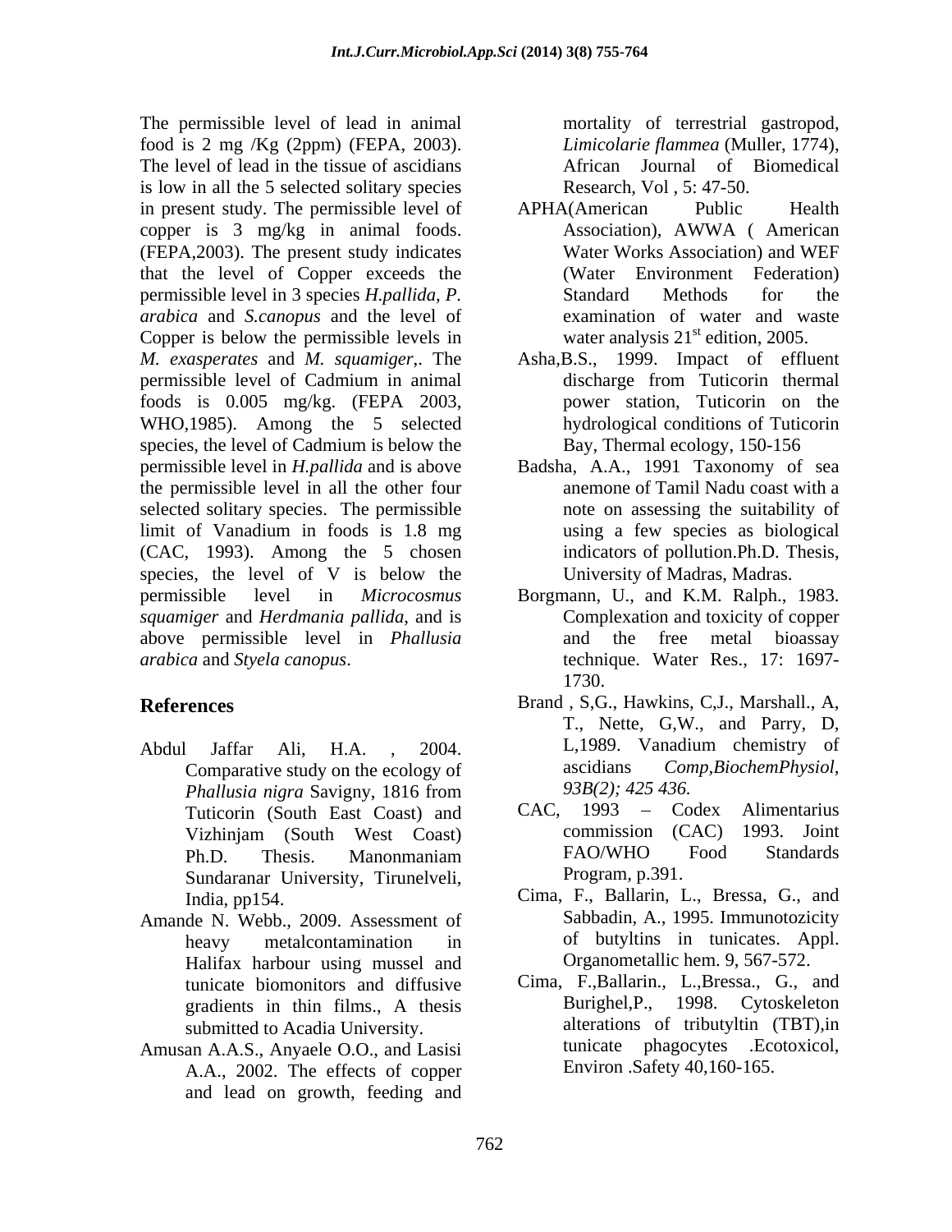The permissible level of lead in animal food is 2 mg /Kg (2ppm) (FEPA, 2003). The level of lead in the tissue of ascidians is low in all the 5 selected solitary species in present study. The permissible level of copper is 3 mg/kg in animal foods. (FEPA,2003). The present study indicates that the level of Copper exceeds the permissible level in 3 species *H.pallida, P. arabica* and *S.canopus* and the level of Copper is below the permissible levels in *M. exasperates* and *M. squamiger*,. The permissible level of Cadmium in animal foods is 0.005 mg/kg. (FEPA 2003, WHO,1985). Among the 5 selected species, the level of Cadmium is below the permissible level in *H.pallida* and is above the permissible level in all the other four selected solitary species. The permissible limit of Vanadium in foods is 1.8 mg (CAC, 1993). Among the 5 chosen species, the level of V is below the permissible level in *Microcosmus squamiger* and *Herdmania pallida*, and is above permissible level in *Phallusia arabica* and *Styela canopus*.

## References

Abdul Jaffar Ali, H.A. , 2004. Comparative study on the ecology of *Phallusia nigra* Savigny, 1816 from Tuticorin (South East Coast) and Vizhinjam (South West Coast) Ph.D. Thesis. Manonmaniam Sundaranar University, Tirunelveli, India, pp154.

Amande N. Webb., 2009. Assessment of heavy metalcontamination in Halifax harbour using mussel and tunicate biomonitors and diffusive gradients in thin films., A thesis submitted to Acadia University.

Amusan A.A.S., Anyaele O.O., and Lasisi A.A., 2002. The effects of copper and lead on growth, feeding and mortality of terrestrial gastropod, *Limicolarie flammea* (Muller, 1774), African Journal of Biomedical Research, Vol , 5: 47-50.

APHA(American Public Health Association), AWWA ( American Water Works Association) and WEF (Water Environment Federation) Standard Methods for the examination of water and waste water analysis $21^{st}$ edition, 2005.

Asha,B.S., 1999. Impact of effluent discharge from Tuticorin thermal power station, Tuticorin on the hydrological conditions of Tuticorin Bay, Thermal ecology, 150-156

Badsha, A.A., 1991 Taxonomy of sea anemone of Tamil Nadu coast with a note on assessing the suitability of using a few species as biological indicators of pollution.Ph.D. Thesis, University of Madras, Madras.

Borgmann, U., and K.M. Ralph., 1983. Complexation and toxicity of copper and the free metal bioassay technique. Water Res., 17: 1697-1730.

Brand , S,G., Hawkins, C,J., Marshall., A, T., Nette, G,W., and Parry, D, L,1989. Vanadium chemistry of ascidians *Comp,BiochemPhysiol, 93B(2); 425 436.*

CAC, 1993 – Codex Alimentarius commission (CAC) 1993. Joint FAO/WHO Food Standards Program, p.391.

Cima, F., Ballarin, L., Bressa, G., and Sabbadin, A., 1995. Immunotozicity of butyltins in tunicates. Appl. Organometallic hem. 9, 567-572.

Cima, F.,Ballarin., L.,Bressa., G., and Burighel,P., 1998. Cytoskeleton alterations of tributyltin (TBT),in tunicate phagocytes .Ecotoxicol, Environ .Safety 40,160-165.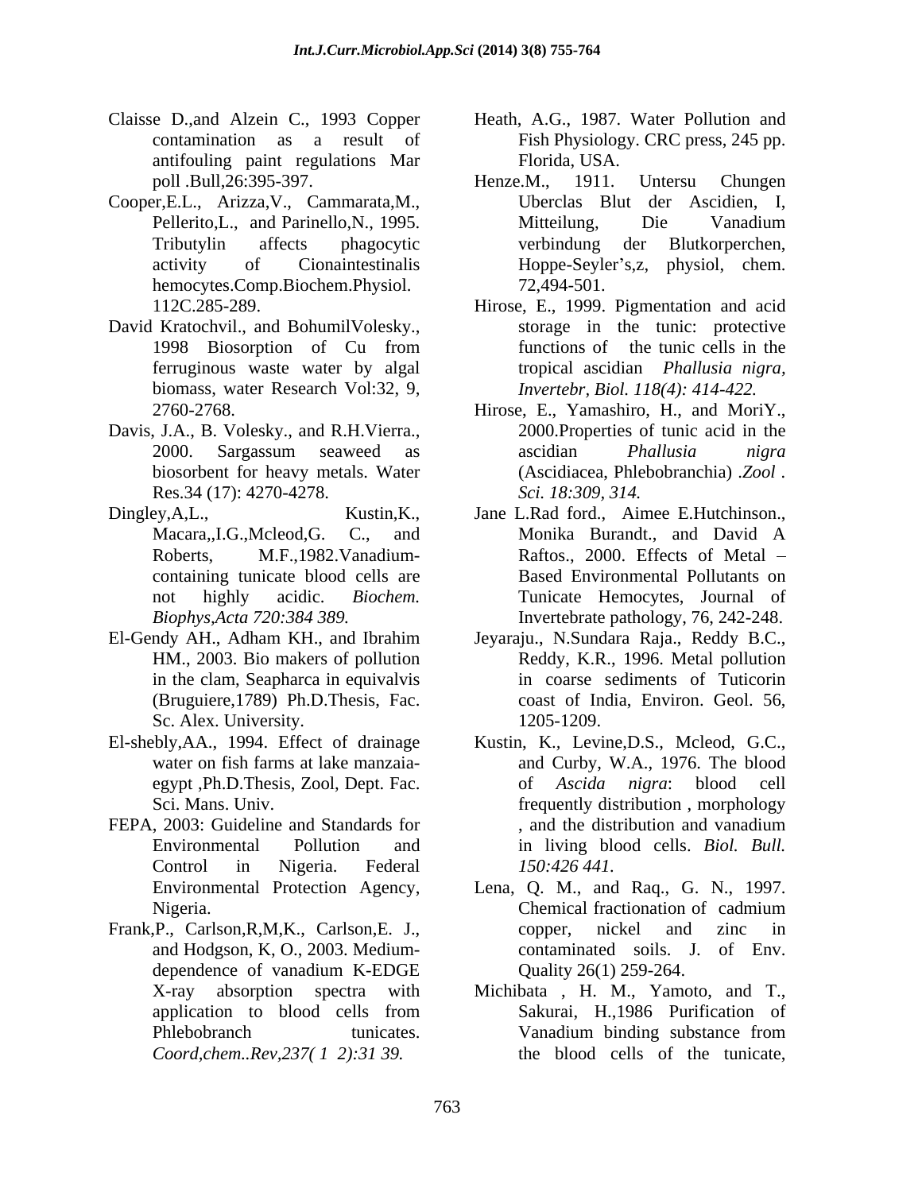Claisse D.,and Alzein C., 1993 Copper contamination as a result of antifouling paint regulations Mar poll .Bull,26:395-397.

Cooper,E.L., Arizza,V., Cammarata,M., Pellerito,L., and Parinello,N., 1995. Tributylin affects phagocytic activity of Cionaintestinalis hemocytes.Comp.Biochem.Physiol. 112C.285-289.

David Kratochvil., and BohumilVolesky., 1998 Biosorption of Cu from ferruginous waste water by algal biomass, water Research Vol:32, 9, 2760-2768.

Davis, J.A., B. Volesky., and R.H.Vierra., 2000. Sargassum seaweed as biosorbent for heavy metals. Water Res.34 (17): 4270-4278.

Dingley,A,L., Kustin,K., Macara,,I.G.,Mcleod,G. C., and Roberts, M.F.,1982.Vanadium-containing tunicate blood cells are not highly acidic. *Biochem. Biophys,Acta 720:384 389.*

El-Gendy AH., Adham KH., and Ibrahim HM., 2003. Bio makers of pollution in the clam, Seapharca in equivalvis (Bruguiere,1789) Ph.D.Thesis, Fac. Sc. Alex. University.

El-shebly,AA., 1994. Effect of drainage water on fish farms at lake manzaia-egypt ,Ph.D.Thesis, Zool, Dept. Fac. Sci. Mans. Univ.

FEPA, 2003: Guideline and Standards for Environmental Pollution and Control in Nigeria. Federal Environmental Protection Agency, Nigeria.

Frank,P., Carlson,R,M,K., Carlson,E. J., and Hodgson, K, O., 2003. Medium-dependence of vanadium K-EDGE X-ray absorption spectra with application to blood cells from Phlebobranch tunicates. *Coord,chem..Rev,237( 1 2):31 39.*

Heath, A.G., 1987. Water Pollution and Fish Physiology. CRC press, 245 pp. Florida, USA.

Henze.M., 1911. Untersu Chungen Uberclas Blut der Ascidien, I, Mitteilung, Die Vanadium verbindung der Blutkorperchen, Hoppe-Seyler's,z, physiol, chem. 72,494-501.

Hirose, E., 1999. Pigmentation and acid storage in the tunic: protective functions of the tunic cells in the tropical ascidian *Phallusia nigra, Invertebr, Biol. 118(4): 414-422.*

Hirose, E., Yamashiro, H., and MoriY., 2000.Properties of tunic acid in the ascidian *Phallusia nigra* (Ascidiacea, Phlebobranchia) .*Zool . Sci. 18:309, 314.*

Jane L.Rad ford., Aimee E.Hutchinson., Monika Burandt., and David A Raftos., 2000. Effects of Metal – Based Environmental Pollutants on Tunicate Hemocytes, Journal of Invertebrate pathology, 76, 242-248.

Jeyaraju., N.Sundara Raja., Reddy B.C., Reddy, K.R., 1996. Metal pollution in coarse sediments of Tuticorin coast of India, Environ. Geol. 56, 1205-1209.

Kustin, K., Levine,D.S., Mcleod, G.C., and Curby, W.A., 1976. The blood of *Ascida nigra*: blood cell frequently distribution , morphology , and the distribution and vanadium in living blood cells. *Biol. Bull. 150:426 441.*

Lena, Q. M., and Raq., G. N., 1997. Chemical fractionation of cadmium copper, nickel and zinc in contaminated soils. J. of Env. Quality 26(1) 259-264.

Michibata , H. M., Yamoto, and T., Sakurai, H.,1986 Purification of Vanadium binding substance from the blood cells of the tunicate,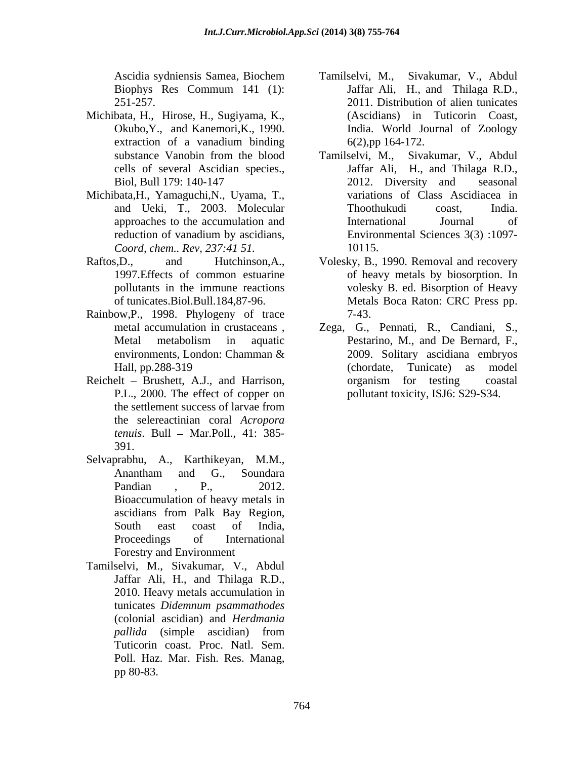Ascidia sydniensis Samea, Biochem Biophys Res Commun 141 (1): 251-257.

Michibata, H., Hirose, H., Sugiyama, K., Okubo,Y., and Kanemori,K., 1990. extraction of a vanadium binding substance Vanobin from the blood cells of several Ascidian species., Biol, Bull 179: 140-147

Michibata,H., Yamaguchi,N., Uyama, T., and Ueki, T., 2003. Molecular approaches to the accumulation and reduction of vanadium by ascidians, *Coord, chem.. Rev, 237:41 51.*

Raftos,D., and Hutchinson,A., 1997.Effects of common estuarine pollutants in the immune reactions of tunicates.Biol.Bull.184,87-96.

Rainbow,P., 1998. Phylogeny of trace metal accumulation in crustaceans , Metal metabolism in aquatic environments, London: Chamman & Hall, pp.288-319

Reichelt – Brushett, A.J., and Harrison, P.L., 2000. The effect of copper on the settlement success of larvae from the selereactinian coral *Acropora tenuis*. Bull – Mar.Poll., 41: 385-391.

Selvaprabhu, A., Karthikeyan, M.M., Anantham and G., Soundara Pandian , P., 2012. Bioaccumulation of heavy metals in ascidians from Palk Bay Region, South east coast of India, Proceedings of International Forestry and Environment

Tamilselvi, M., Sivakumar, V., Abdul Jaffar Ali, H., and Thilaga R.D., 2010. Heavy metals accumulation in tunicates *Didemnum psammathodes* (colonial ascidian) and *Herdmania pallida* (simple ascidian) from Tuticorin coast. Proc. Natl. Sem. Poll. Haz. Mar. Fish. Res. Manag, pp 80-83.

Tamilselvi, M., Sivakumar, V., Abdul Jaffar Ali, H., and Thilaga R.D., 2011. Distribution of alien tunicates (Ascidians) in Tuticorin Coast, India. World Journal of Zoology 6(2),pp 164-172.

Tamilselvi, M., Sivakumar, V., Abdul Jaffar Ali, H., and Thilaga R.D., 2012. Diversity and seasonal variations of Class Ascidiacea in Thoothukudi coast, India. International Journal of Environmental Sciences 3(3) :1097-10115.

Volesky, B., 1990. Removal and recovery of heavy metals by biosorption. In volesky B. ed. Bisorption of Heavy Metals Boca Raton: CRC Press pp. 7-43.

Zega, G., Pennati, R., Candiani, S., Pestarino, M., and De Bernard, F., 2009. Solitary ascidiana embryos (chordate, Tunicate) as model organism for testing coastal pollutant toxicity, ISJ6: S29-S34.